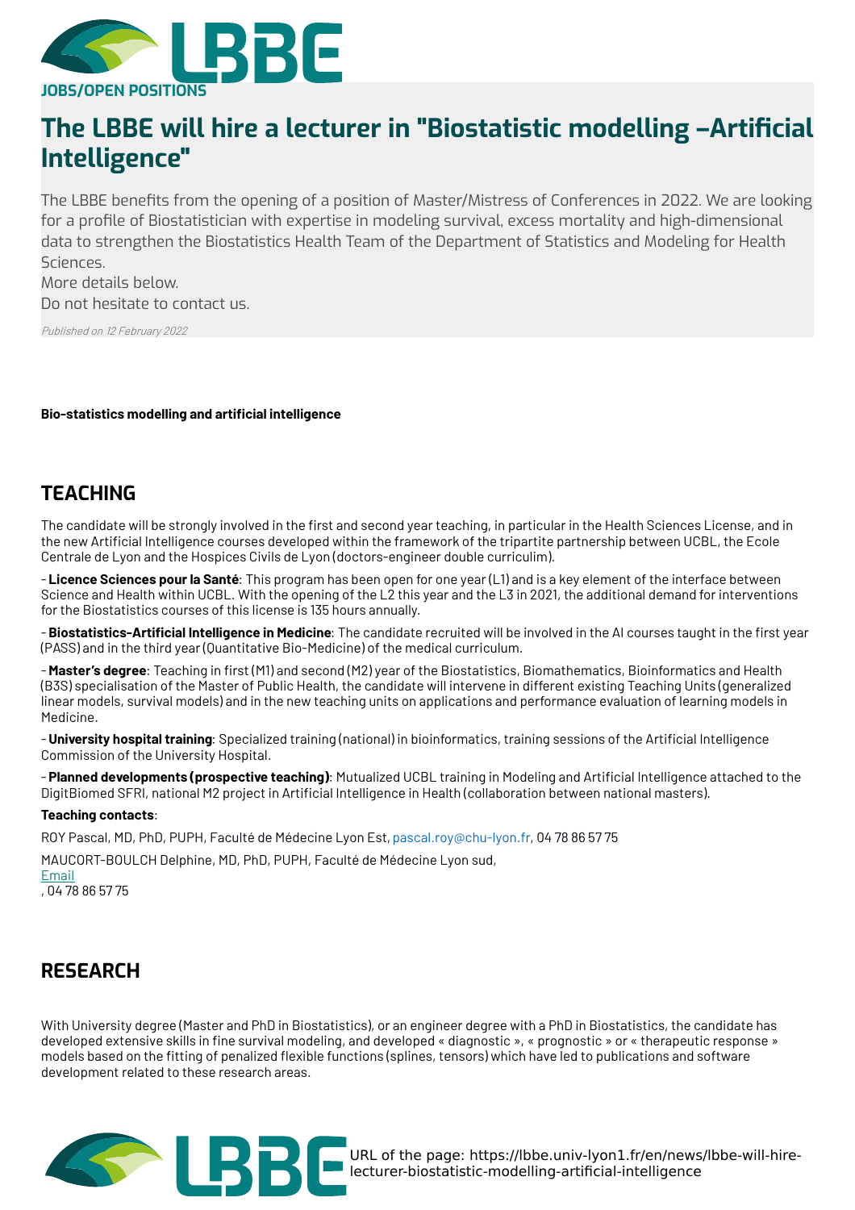JOBS/OPEN POSITIONS

# The LBBE will hire a lecturer in "Biostatistic modelling –Artificial Intelligence"

The LBBE benefits from the opening of a position of Master/Mistress of Conferences in 2022. We are looking for a profile of Biostatistician with expertise in modeling survival, excess mortality and high-dimensional data to strengthen the Biostatistics Health Team of the Department of Statistics and Modeling for Health Sciences.
More details below.
Do not hesitate to contact us.

*Published on 12 February 2022*

**Bio-statistics modelling and artificial intelligence**

## TEACHING

The candidate will be strongly involved in the first and second year teaching, in particular in the Health Sciences License, and in the new Artificial Intelligence courses developed within the framework of the tripartite partnership between UCBL, the Ecole Centrale de Lyon and the Hospices Civils de Lyon (doctors-engineer double curriculim).

- **Licence Sciences pour la Santé**: This program has been open for one year (L1) and is a key element of the interface between Science and Health within UCBL. With the opening of the L2 this year and the L3 in 2021, the additional demand for interventions for the Biostatistics courses of this license is 135 hours annually.

- **Biostatistics-Artificial Intelligence in Medicine**: The candidate recruited will be involved in the AI courses taught in the first year (PASS) and in the third year (Quantitative Bio-Medicine) of the medical curriculum.

- **Master's degree**: Teaching in first (M1) and second (M2) year of the Biostatistics, Biomathematics, Bioinformatics and Health (B3S) specialisation of the Master of Public Health, the candidate will intervene in different existing Teaching Units (generalized linear models, survival models) and in the new teaching units on applications and performance evaluation of learning models in Medicine.

- **University hospital training**: Specialized training (national) in bioinformatics, training sessions of the Artificial Intelligence Commission of the University Hospital.

- **Planned developments (prospective teaching)**: Mutualized UCBL training in Modeling and Artificial Intelligence attached to the DigitBiomed SFRI, national M2 project in Artificial Intelligence in Health (collaboration between national masters).

**Teaching contacts**:

ROY Pascal, MD, PhD, PUPH, Faculté de Médecine Lyon Est, pascal.roy@chu-lyon.fr, 04 78 86 57 75

MAUCORT-BOULCH Delphine, MD, PhD, PUPH, Faculté de Médecine Lyon sud,
Email
, 04 78 86 57 75

## RESEARCH

With University degree (Master and PhD in Biostatistics), or an engineer degree with a PhD in Biostatistics, the candidate has developed extensive skills in fine survival modeling, and developed « diagnostic », « prognostic » or « therapeutic response » models based on the fitting of penalized flexible functions (splines, tensors) which have led to publications and software development related to these research areas.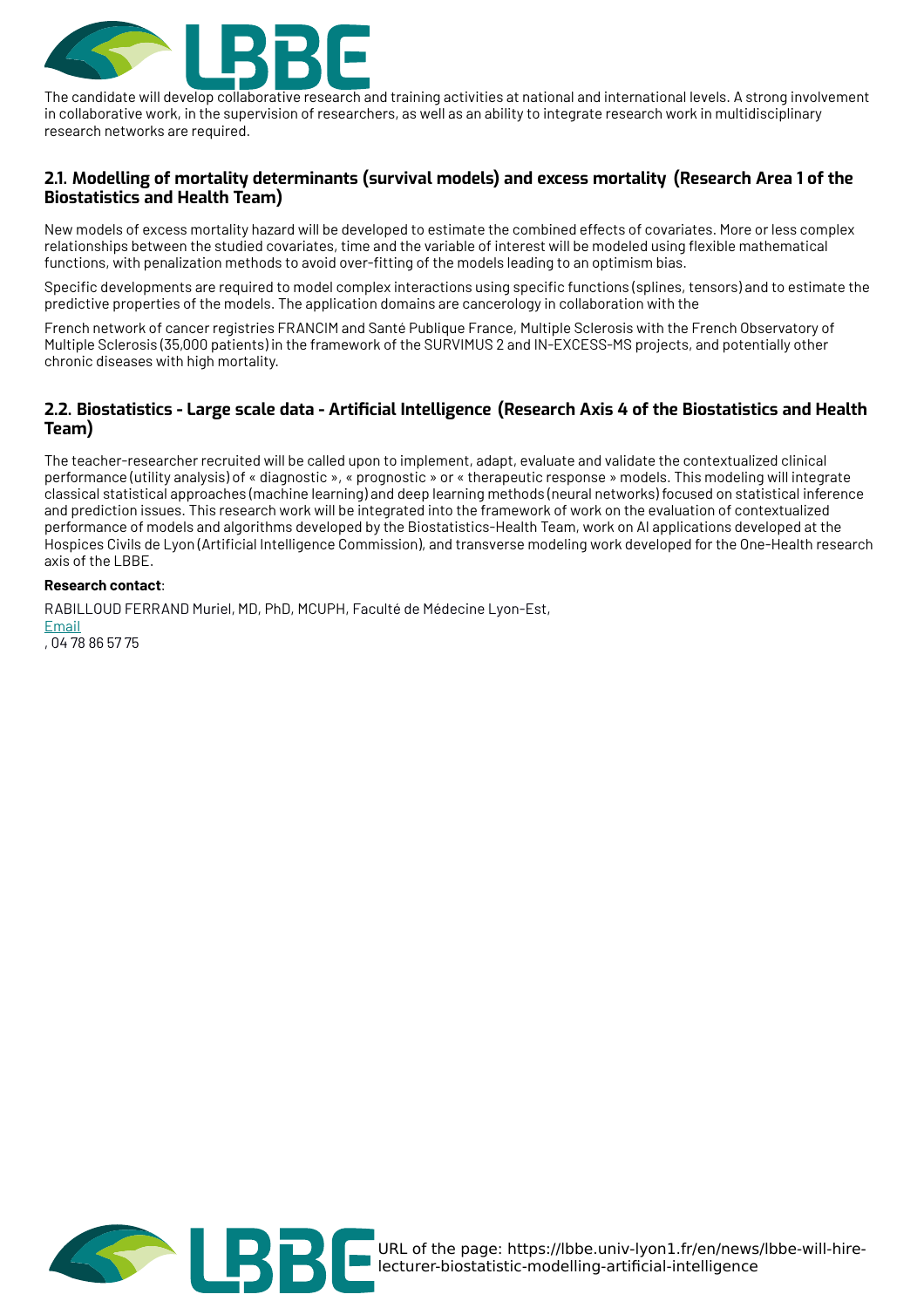The candidate will develop collaborative research and training activities at national and international levels. A strong involvement in collaborative work, in the supervision of researchers, as well as an ability to integrate research work in multidisciplinary research networks are required.

## 2.1. Modelling of mortality determinants (survival models) and excess mortality (Research Area 1 of the Biostatistics and Health Team)

New models of excess mortality hazard will be developed to estimate the combined effects of covariates. More or less complex relationships between the studied covariates, time and the variable of interest will be modeled using flexible mathematical functions, with penalization methods to avoid over-fitting of the models leading to an optimism bias.

Specific developments are required to model complex interactions using specific functions (splines, tensors) and to estimate the predictive properties of the models. The application domains are cancerology in collaboration with the

French network of cancer registries FRANCIM and Santé Publique France, Multiple Sclerosis with the French Observatory of Multiple Sclerosis (35,000 patients) in the framework of the SURVIMUS 2 and IN-EXCESS-MS projects, and potentially other chronic diseases with high mortality.

## 2.2. Biostatistics - Large scale data - Artificial Intelligence (Research Axis 4 of the Biostatistics and Health Team)

The teacher-researcher recruited will be called upon to implement, adapt, evaluate and validate the contextualized clinical performance (utility analysis) of « diagnostic », « prognostic » or « therapeutic response » models. This modeling will integrate classical statistical approaches (machine learning) and deep learning methods (neural networks) focused on statistical inference and prediction issues. This research work will be integrated into the framework of work on the evaluation of contextualized performance of models and algorithms developed by the Biostatistics-Health Team, work on AI applications developed at the Hospices Civils de Lyon (Artificial Intelligence Commission), and transverse modeling work developed for the One-Health research axis of the LBBE.

**Research contact**:

RABILLOUD FERRAND Muriel, MD, PhD, MCUPH, Faculté de Médecine Lyon-Est,
Email
, 04 78 86 57 75

URL of the page: https://lbbe.univ-lyon1.fr/en/news/lbbe-will-hire-lecturer-biostatistic-modelling-artificial-intelligence